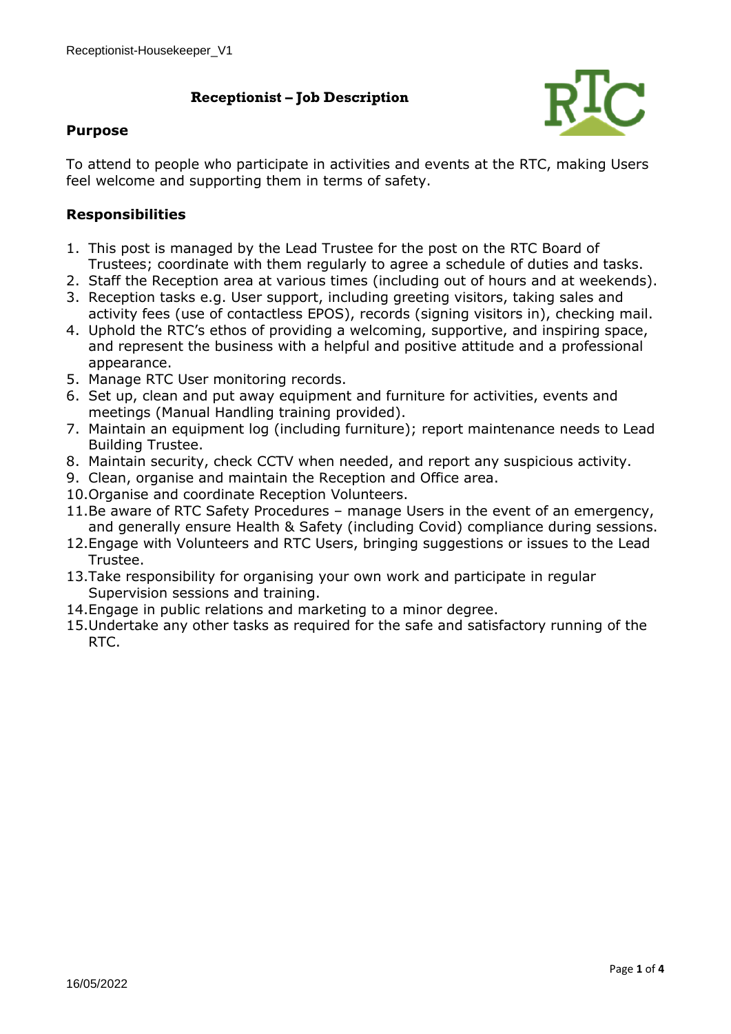# Receptionist – Job Description

## Purpose

To attend to people who participate in activities and events at the RTC, making Users feel welcome and supporting them in terms of safety.

## Responsibilities

1. This post is managed by the Lead Trustee for the post on the RTC Board of Trustees; coordinate with them regularly to agree a schedule of duties and tasks.
2. Staff the Reception area at various times (including out of hours and at weekends).
3. Reception tasks e.g. User support, including greeting visitors, taking sales and activity fees (use of contactless EPOS), records (signing visitors in), checking mail.
4. Uphold the RTC's ethos of providing a welcoming, supportive, and inspiring space, and represent the business with a helpful and positive attitude and a professional appearance.
5. Manage RTC User monitoring records.
6. Set up, clean and put away equipment and furniture for activities, events and meetings (Manual Handling training provided).
7. Maintain an equipment log (including furniture); report maintenance needs to Lead Building Trustee.
8. Maintain security, check CCTV when needed, and report any suspicious activity.
9. Clean, organise and maintain the Reception and Office area.
10. Organise and coordinate Reception Volunteers.
11. Be aware of RTC Safety Procedures – manage Users in the event of an emergency, and generally ensure Health & Safety (including Covid) compliance during sessions.
12. Engage with Volunteers and RTC Users, bringing suggestions or issues to the Lead Trustee.
13. Take responsibility for organising your own work and participate in regular Supervision sessions and training.
14. Engage in public relations and marketing to a minor degree.
15. Undertake any other tasks as required for the safe and satisfactory running of the RTC.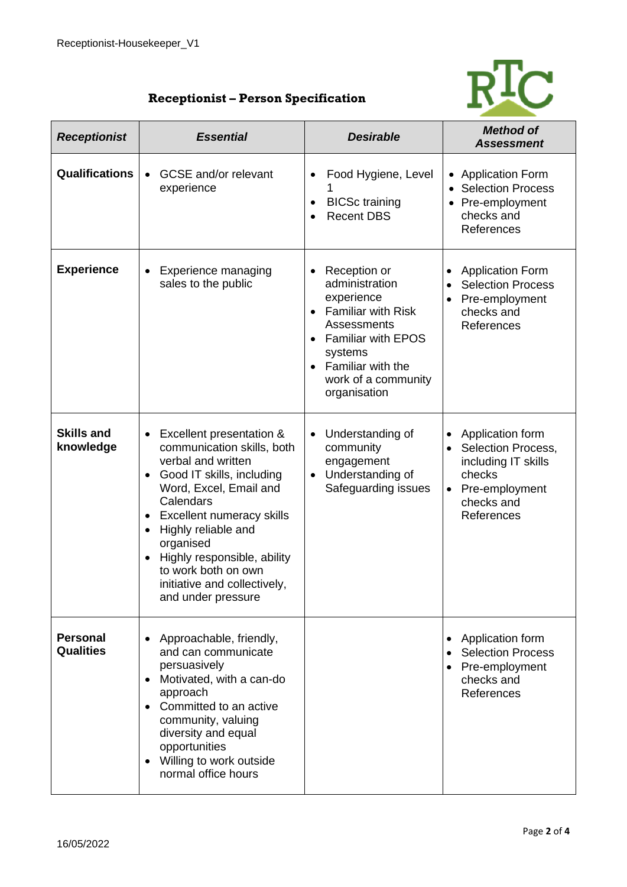# Receptionist – Person Specification

| *Receptionist* | *Essential* | *Desirable* | *Method of Assessment* |
|---|---|---|---|
| **Qualifications** | • GCSE and/or relevant experience | • Food Hygiene, Level 1<br>• BICSc training<br>• Recent DBS | • Application Form<br>• Selection Process<br>• Pre-employment checks and References |
| **Experience** | • Experience managing sales to the public | • Reception or administration experience<br>• Familiar with Risk Assessments<br>• Familiar with EPOS systems<br>• Familiar with the work of a community organisation | • Application Form<br>• Selection Process<br>• Pre-employment checks and References |
| **Skills and knowledge** | • Excellent presentation & communication skills, both verbal and written<br>• Good IT skills, including Word, Excel, Email and Calendars<br>• Excellent numeracy skills<br>• Highly reliable and organised<br>• Highly responsible, ability to work both on own initiative and collectively, and under pressure | • Understanding of community engagement<br>• Understanding of Safeguarding issues | • Application form<br>• Selection Process, including IT skills checks<br>• Pre-employment checks and References |
| **Personal Qualities** | • Approachable, friendly, and can communicate persuasively<br>• Motivated, with a can-do approach<br>• Committed to an active community, valuing diversity and equal opportunities<br>• Willing to work outside normal office hours | | • Application form<br>• Selection Process<br>• Pre-employment checks and References |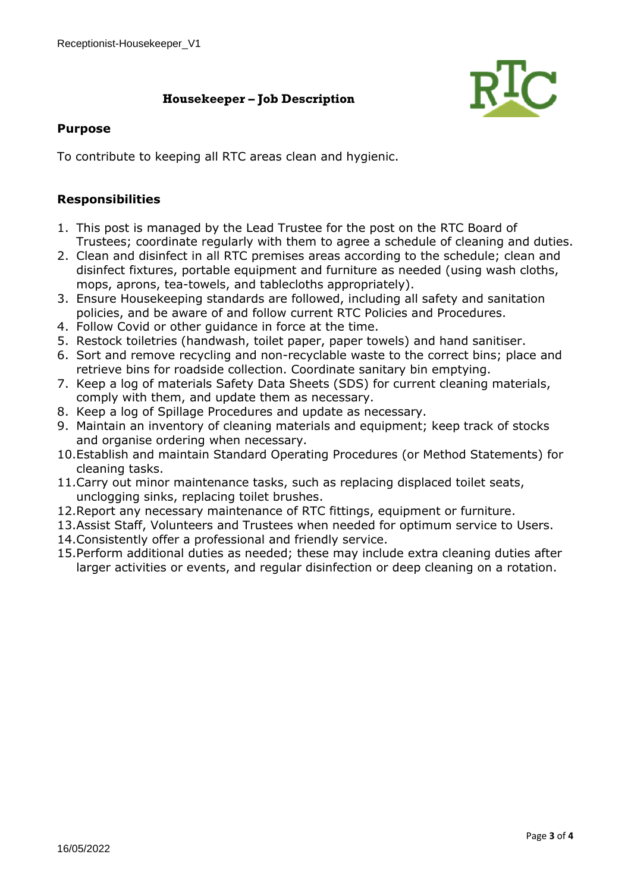# Housekeeper – Job Description

## Purpose

To contribute to keeping all RTC areas clean and hygienic.

## Responsibilities

1. This post is managed by the Lead Trustee for the post on the RTC Board of Trustees; coordinate regularly with them to agree a schedule of cleaning and duties.
2. Clean and disinfect in all RTC premises areas according to the schedule; clean and disinfect fixtures, portable equipment and furniture as needed (using wash cloths, mops, aprons, tea-towels, and tablecloths appropriately).
3. Ensure Housekeeping standards are followed, including all safety and sanitation policies, and be aware of and follow current RTC Policies and Procedures.
4. Follow Covid or other guidance in force at the time.
5. Restock toiletries (handwash, toilet paper, paper towels) and hand sanitiser.
6. Sort and remove recycling and non-recyclable waste to the correct bins; place and retrieve bins for roadside collection. Coordinate sanitary bin emptying.
7. Keep a log of materials Safety Data Sheets (SDS) for current cleaning materials, comply with them, and update them as necessary.
8. Keep a log of Spillage Procedures and update as necessary.
9. Maintain an inventory of cleaning materials and equipment; keep track of stocks and organise ordering when necessary.
10. Establish and maintain Standard Operating Procedures (or Method Statements) for cleaning tasks.
11. Carry out minor maintenance tasks, such as replacing displaced toilet seats, unclogging sinks, replacing toilet brushes.
12. Report any necessary maintenance of RTC fittings, equipment or furniture.
13. Assist Staff, Volunteers and Trustees when needed for optimum service to Users.
14. Consistently offer a professional and friendly service.
15. Perform additional duties as needed; these may include extra cleaning duties after larger activities or events, and regular disinfection or deep cleaning on a rotation.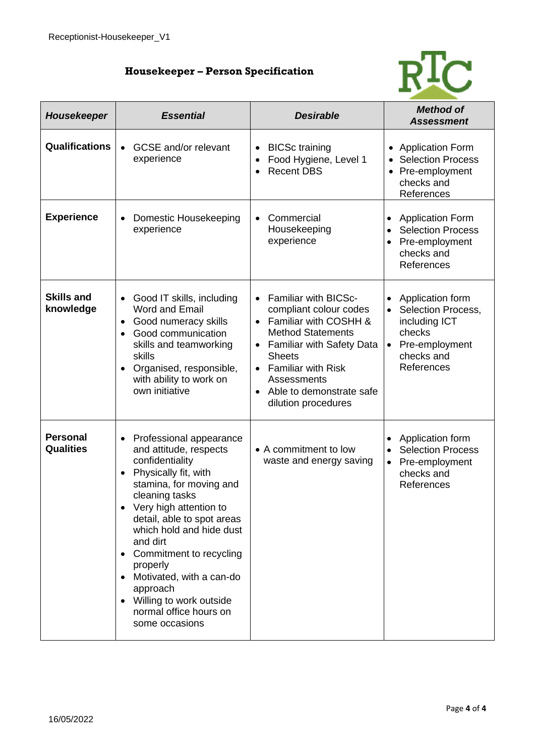# Housekeeper – Person Specification

| *Housekeeper* | *Essential* | *Desirable* | *Method of Assessment* |
|---|---|---|---|
| **Qualifications** | • GCSE and/or relevant experience | • BICSc training<br>• Food Hygiene, Level 1<br>• Recent DBS | • Application Form<br>• Selection Process<br>• Pre-employment checks and References |
| **Experience** | • Domestic Housekeeping experience | • Commercial Housekeeping experience | • Application Form<br>• Selection Process<br>• Pre-employment checks and References |
| **Skills and knowledge** | • Good IT skills, including Word and Email<br>• Good numeracy skills<br>• Good communication skills and teamworking skills<br>• Organised, responsible, with ability to work on own initiative | • Familiar with BICSc-compliant colour codes<br>• Familiar with COSHH & Method Statements<br>• Familiar with Safety Data Sheets<br>• Familiar with Risk Assessments<br>• Able to demonstrate safe dilution procedures | • Application form<br>• Selection Process, including ICT checks<br>• Pre-employment checks and References |
| **Personal Qualities** | • Professional appearance and attitude, respects confidentiality<br>• Physically fit, with stamina, for moving and cleaning tasks<br>• Very high attention to detail, able to spot areas which hold and hide dust and dirt<br>• Commitment to recycling properly<br>• Motivated, with a can-do approach<br>• Willing to work outside normal office hours on some occasions | • A commitment to low waste and energy saving | • Application form<br>• Selection Process<br>• Pre-employment checks and References |